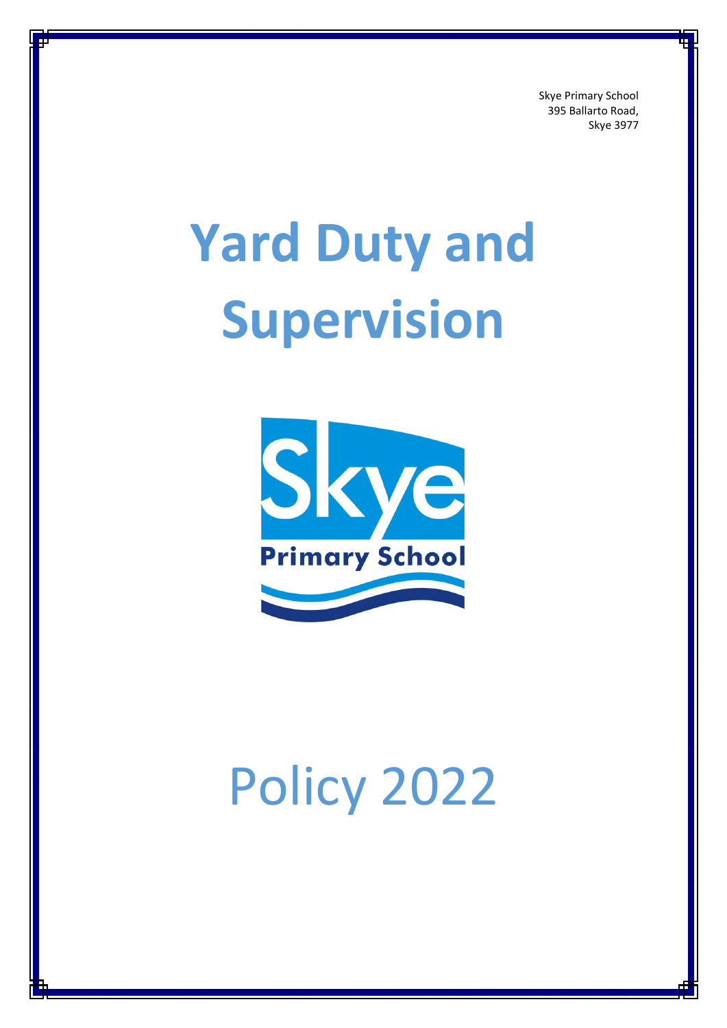Skye Primary School
395 Ballarto Road,
Skye 3977

# Yard Duty and Supervision

Skye
Primary School

Policy 2022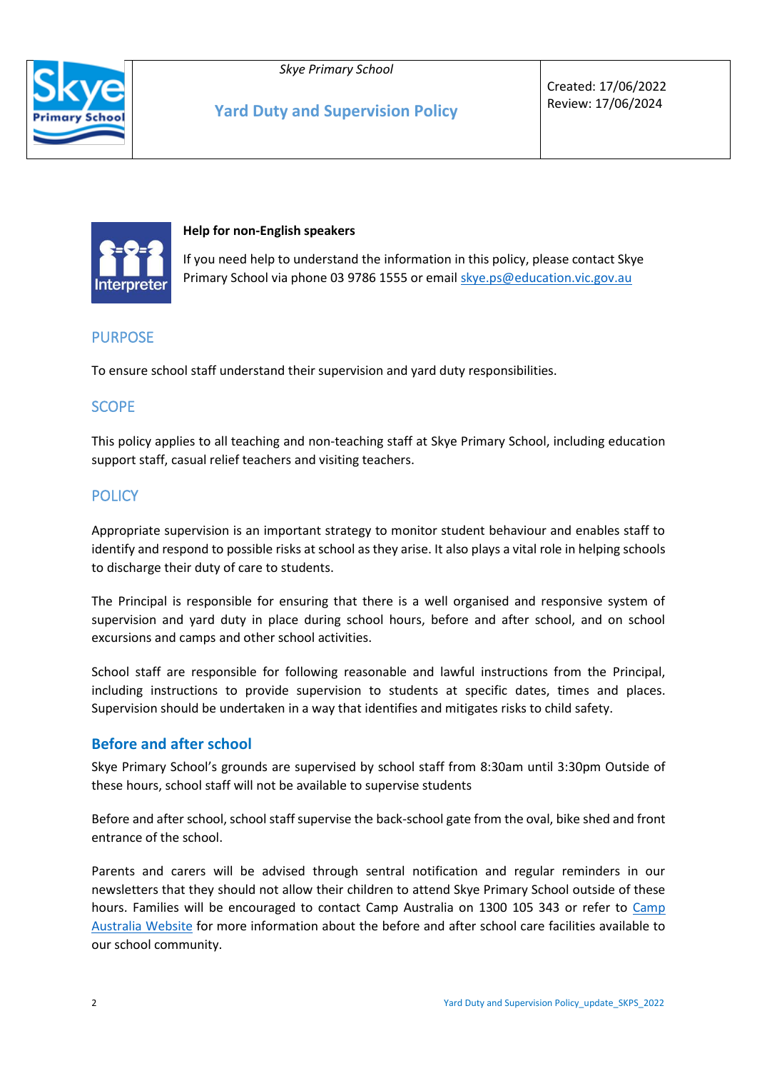| | *Skye Primary School*<br><br>**Yard Duty and Supervision Policy** | Created: 17/06/2022<br>Review: 17/06/2024 |
|---|---|---|

**Help for non-English speakers**

If you need help to understand the information in this policy, please contact Skye Primary School via phone 03 9786 1555 or email [skye.ps@education.vic.gov.au](mailto:skye.ps@education.vic.gov.au)

## PURPOSE

To ensure school staff understand their supervision and yard duty responsibilities.

## SCOPE

This policy applies to all teaching and non-teaching staff at Skye Primary School, including education support staff, casual relief teachers and visiting teachers.

## POLICY

Appropriate supervision is an important strategy to monitor student behaviour and enables staff to identify and respond to possible risks at school as they arise. It also plays a vital role in helping schools to discharge their duty of care to students.

The Principal is responsible for ensuring that there is a well organised and responsive system of supervision and yard duty in place during school hours, before and after school, and on school excursions and camps and other school activities.

School staff are responsible for following reasonable and lawful instructions from the Principal, including instructions to provide supervision to students at specific dates, times and places. Supervision should be undertaken in a way that identifies and mitigates risks to child safety.

### Before and after school

Skye Primary School's grounds are supervised by school staff from 8:30am until 3:30pm Outside of these hours, school staff will not be available to supervise students

Before and after school, school staff supervise the back-school gate from the oval, bike shed and front entrance of the school.

Parents and carers will be advised through sentral notification and regular reminders in our newsletters that they should not allow their children to attend Skye Primary School outside of these hours. Families will be encouraged to contact Camp Australia on 1300 105 343 or refer to [Camp Australia Website]() for more information about the before and after school care facilities available to our school community.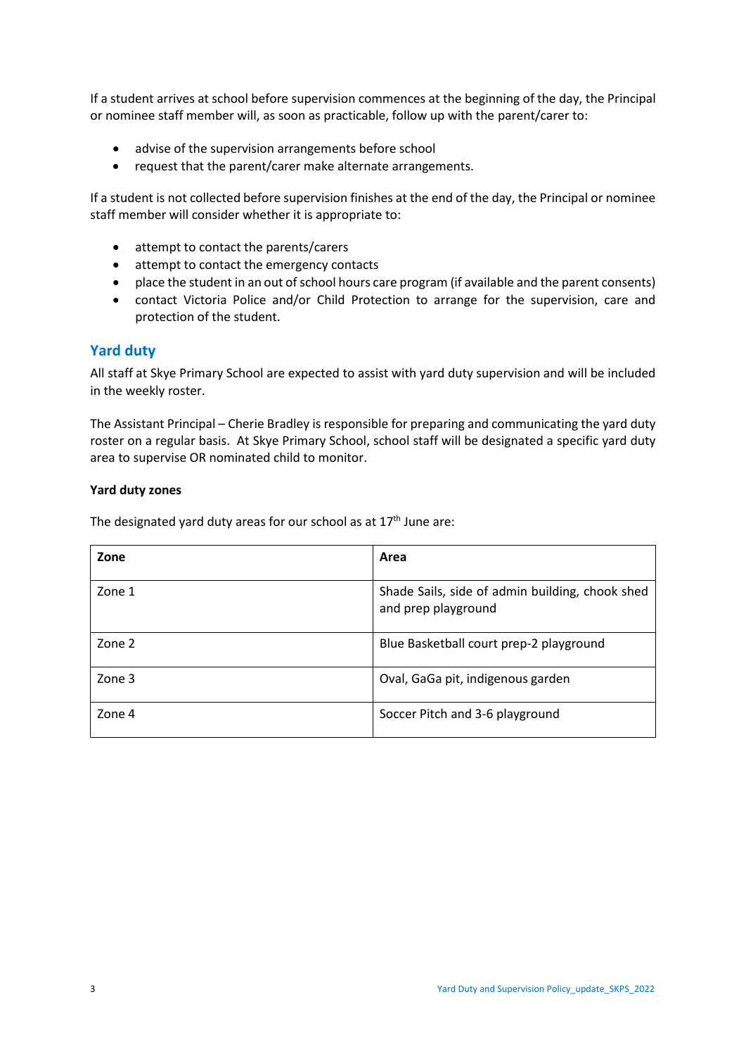If a student arrives at school before supervision commences at the beginning of the day, the Principal or nominee staff member will, as soon as practicable, follow up with the parent/carer to:

- advise of the supervision arrangements before school
- request that the parent/carer make alternate arrangements.

If a student is not collected before supervision finishes at the end of the day, the Principal or nominee staff member will consider whether it is appropriate to:

- attempt to contact the parents/carers
- attempt to contact the emergency contacts
- place the student in an out of school hours care program (if available and the parent consents)
- contact Victoria Police and/or Child Protection to arrange for the supervision, care and protection of the student.

## Yard duty

All staff at Skye Primary School are expected to assist with yard duty supervision and will be included in the weekly roster.

The Assistant Principal – Cherie Bradley is responsible for preparing and communicating the yard duty roster on a regular basis. At Skye Primary School, school staff will be designated a specific yard duty area to supervise OR nominated child to monitor.

**Yard duty zones**

The designated yard duty areas for our school as at 17th June are:

| Zone | Area |
|---|---|
| Zone 1 | Shade Sails, side of admin building, chook shed and prep playground |
| Zone 2 | Blue Basketball court prep-2 playground |
| Zone 3 | Oval, GaGa pit, indigenous garden |
| Zone 4 | Soccer Pitch and 3-6 playground |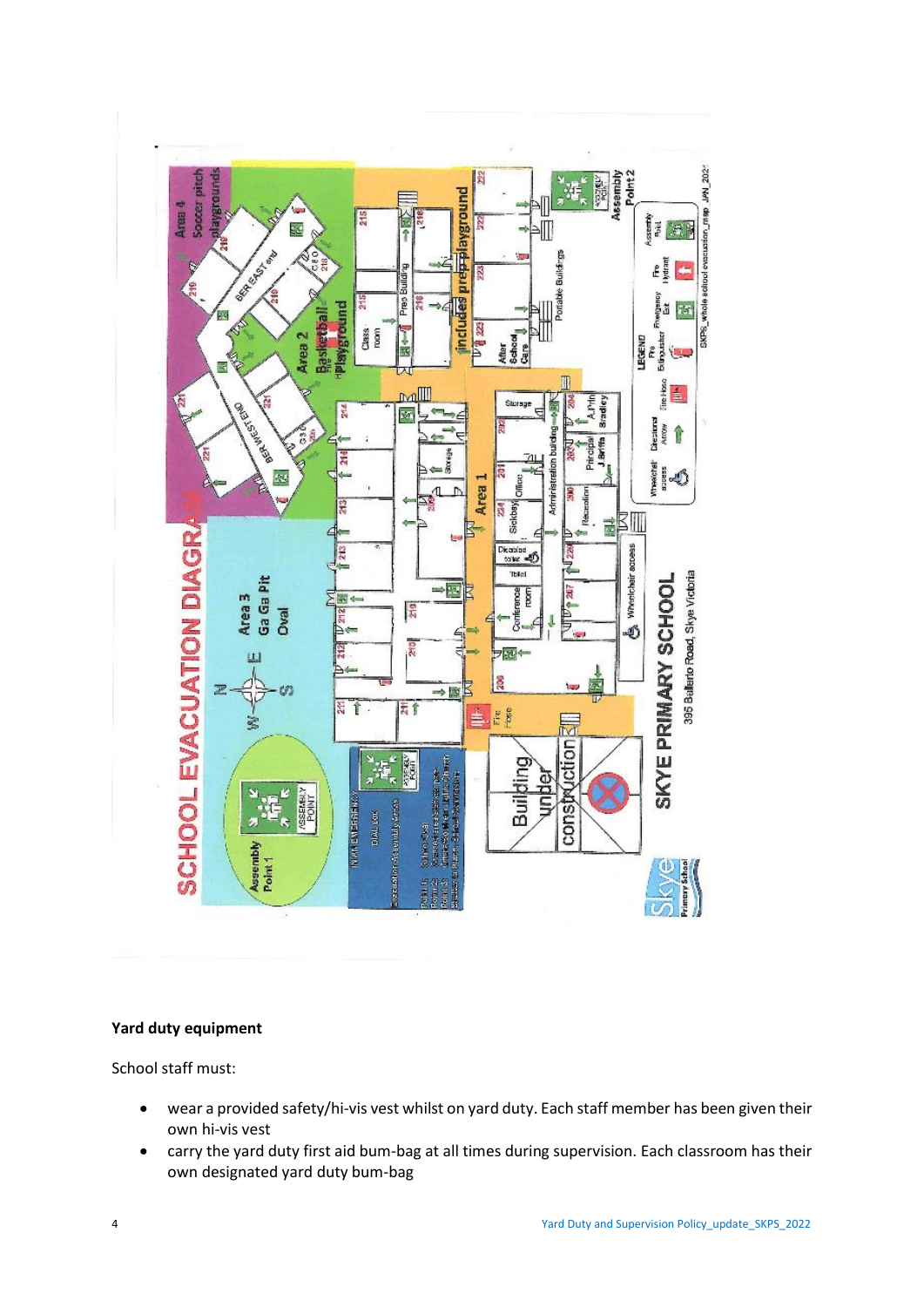**Yard duty equipment**

School staff must:

- wear a provided safety/hi-vis vest whilst on yard duty. Each staff member has been given their own hi-vis vest
- carry the yard duty first aid bum-bag at all times during supervision. Each classroom has their own designated yard duty bum-bag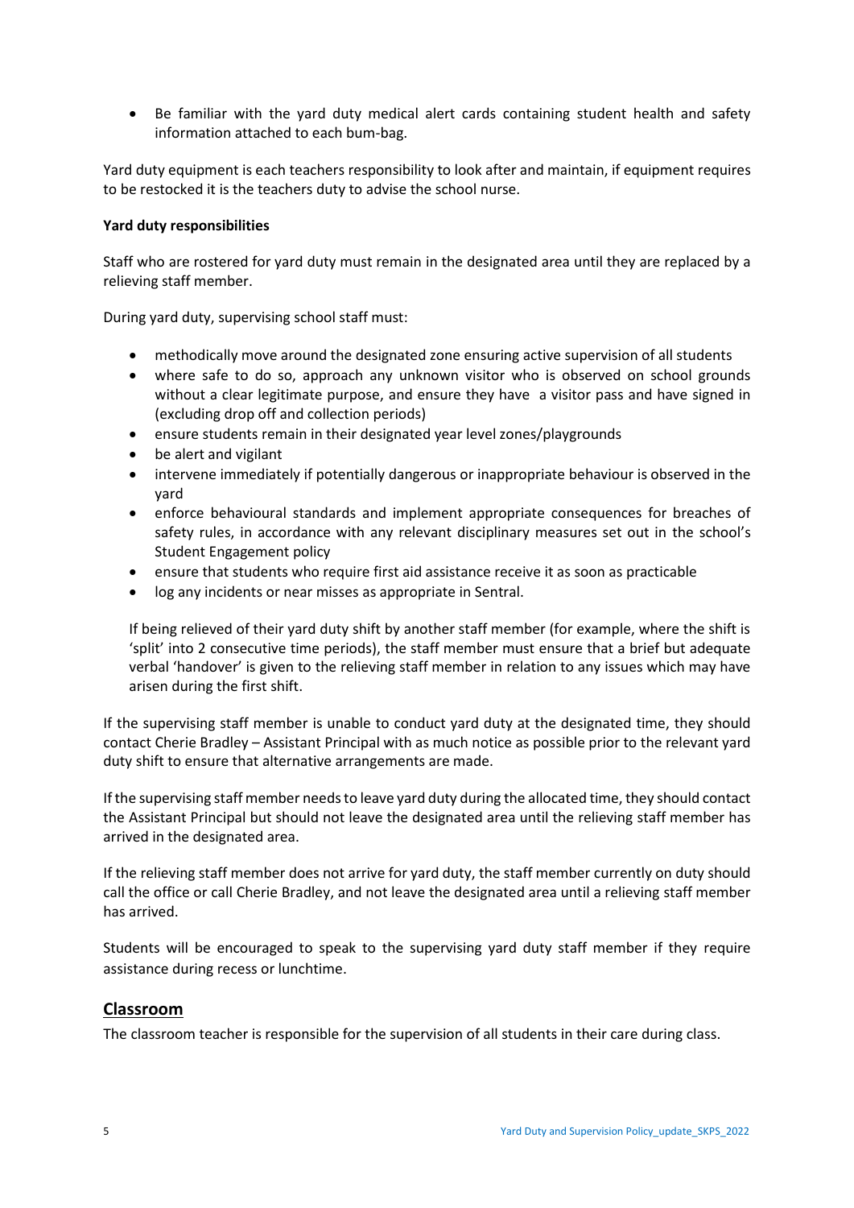- Be familiar with the yard duty medical alert cards containing student health and safety information attached to each bum-bag.

Yard duty equipment is each teachers responsibility to look after and maintain, if equipment requires to be restocked it is the teachers duty to advise the school nurse.

**Yard duty responsibilities**

Staff who are rostered for yard duty must remain in the designated area until they are replaced by a relieving staff member.

During yard duty, supervising school staff must:

- methodically move around the designated zone ensuring active supervision of all students
- where safe to do so, approach any unknown visitor who is observed on school grounds without a clear legitimate purpose, and ensure they have a visitor pass and have signed in (excluding drop off and collection periods)
- ensure students remain in their designated year level zones/playgrounds
- be alert and vigilant
- intervene immediately if potentially dangerous or inappropriate behaviour is observed in the yard
- enforce behavioural standards and implement appropriate consequences for breaches of safety rules, in accordance with any relevant disciplinary measures set out in the school's Student Engagement policy
- ensure that students who require first aid assistance receive it as soon as practicable
- log any incidents or near misses as appropriate in Sentral.

If being relieved of their yard duty shift by another staff member (for example, where the shift is 'split' into 2 consecutive time periods), the staff member must ensure that a brief but adequate verbal 'handover' is given to the relieving staff member in relation to any issues which may have arisen during the first shift.

If the supervising staff member is unable to conduct yard duty at the designated time, they should contact Cherie Bradley – Assistant Principal with as much notice as possible prior to the relevant yard duty shift to ensure that alternative arrangements are made.

If the supervising staff member needs to leave yard duty during the allocated time, they should contact the Assistant Principal but should not leave the designated area until the relieving staff member has arrived in the designated area.

If the relieving staff member does not arrive for yard duty, the staff member currently on duty should call the office or call Cherie Bradley, and not leave the designated area until a relieving staff member has arrived.

Students will be encouraged to speak to the supervising yard duty staff member if they require assistance during recess or lunchtime.

## Classroom

The classroom teacher is responsible for the supervision of all students in their care during class.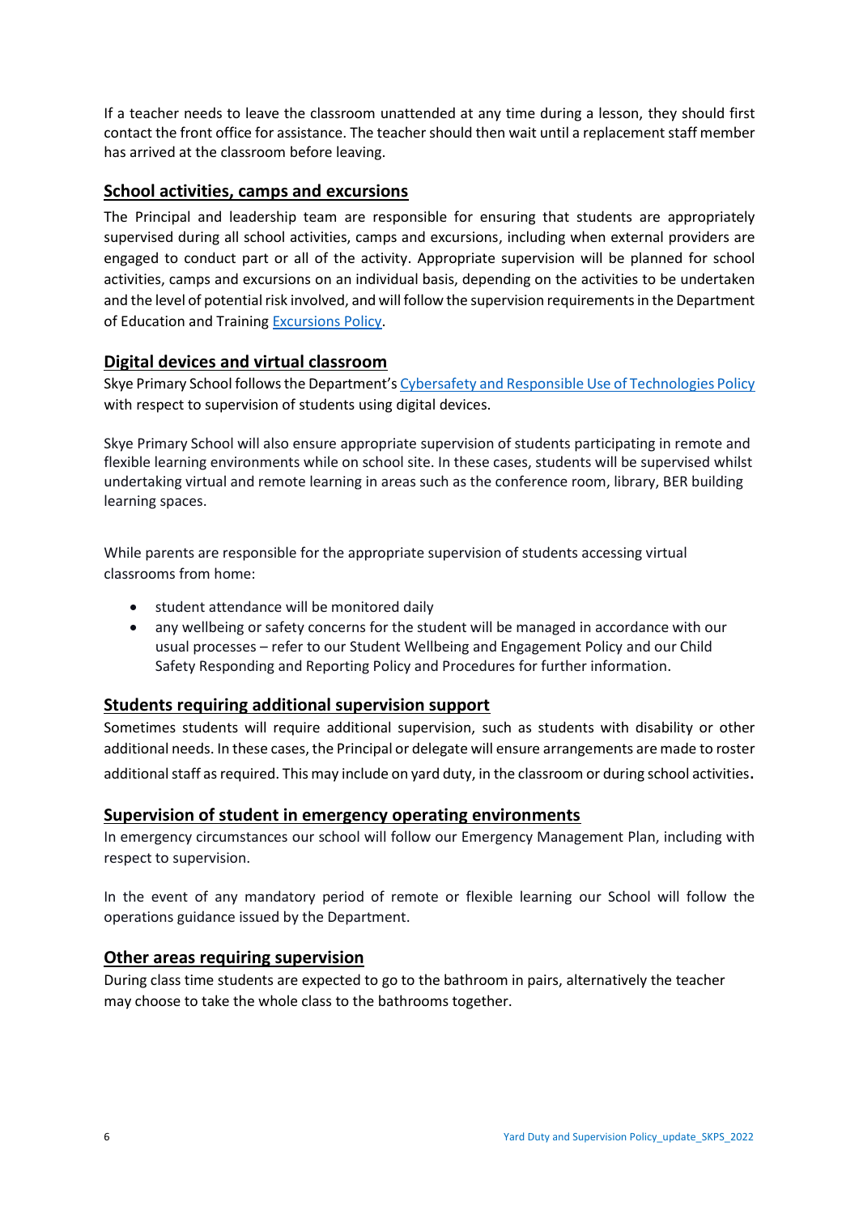If a teacher needs to leave the classroom unattended at any time during a lesson, they should first contact the front office for assistance. The teacher should then wait until a replacement staff member has arrived at the classroom before leaving.

## School activities, camps and excursions

The Principal and leadership team are responsible for ensuring that students are appropriately supervised during all school activities, camps and excursions, including when external providers are engaged to conduct part or all of the activity. Appropriate supervision will be planned for school activities, camps and excursions on an individual basis, depending on the activities to be undertaken and the level of potential risk involved, and will follow the supervision requirements in the Department of Education and Training Excursions Policy.

## Digital devices and virtual classroom

Skye Primary School follows the Department's Cybersafety and Responsible Use of Technologies Policy with respect to supervision of students using digital devices.

Skye Primary School will also ensure appropriate supervision of students participating in remote and flexible learning environments while on school site. In these cases, students will be supervised whilst undertaking virtual and remote learning in areas such as the conference room, library, BER building learning spaces.

While parents are responsible for the appropriate supervision of students accessing virtual classrooms from home:

- student attendance will be monitored daily
- any wellbeing or safety concerns for the student will be managed in accordance with our usual processes – refer to our Student Wellbeing and Engagement Policy and our Child Safety Responding and Reporting Policy and Procedures for further information.

## Students requiring additional supervision support

Sometimes students will require additional supervision, such as students with disability or other additional needs. In these cases, the Principal or delegate will ensure arrangements are made to roster additional staff as required. This may include on yard duty, in the classroom or during school activities.

## Supervision of student in emergency operating environments

In emergency circumstances our school will follow our Emergency Management Plan, including with respect to supervision.

In the event of any mandatory period of remote or flexible learning our School will follow the operations guidance issued by the Department.

## Other areas requiring supervision

During class time students are expected to go to the bathroom in pairs, alternatively the teacher may choose to take the whole class to the bathrooms together.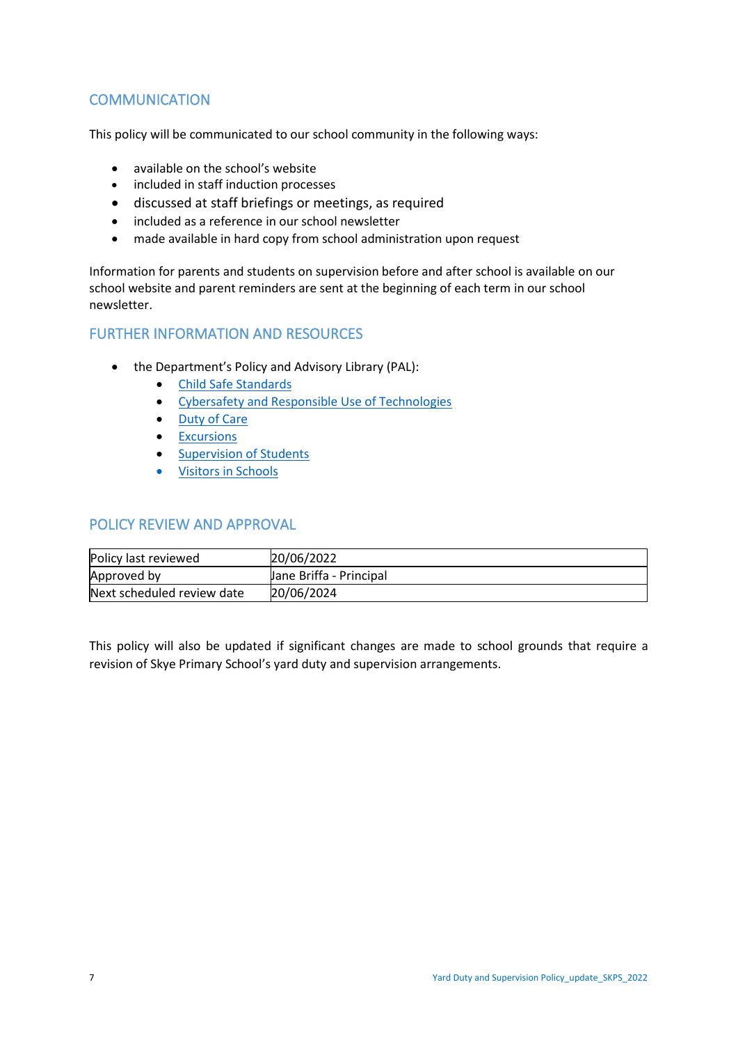## COMMUNICATION

This policy will be communicated to our school community in the following ways:

- available on the school's website
- included in staff induction processes
- discussed at staff briefings or meetings, as required
- included as a reference in our school newsletter
- made available in hard copy from school administration upon request

Information for parents and students on supervision before and after school is available on our school website and parent reminders are sent at the beginning of each term in our school newsletter.

## FURTHER INFORMATION AND RESOURCES

- the Department's Policy and Advisory Library (PAL):
  - Child Safe Standards
  - Cybersafety and Responsible Use of Technologies
  - Duty of Care
  - Excursions
  - Supervision of Students
  - Visitors in Schools

## POLICY REVIEW AND APPROVAL

| | |
|---|---|
| Policy last reviewed | 20/06/2022 |
| Approved by | Jane Briffa - Principal |
| Next scheduled review date | 20/06/2024 |

This policy will also be updated if significant changes are made to school grounds that require a revision of Skye Primary School's yard duty and supervision arrangements.